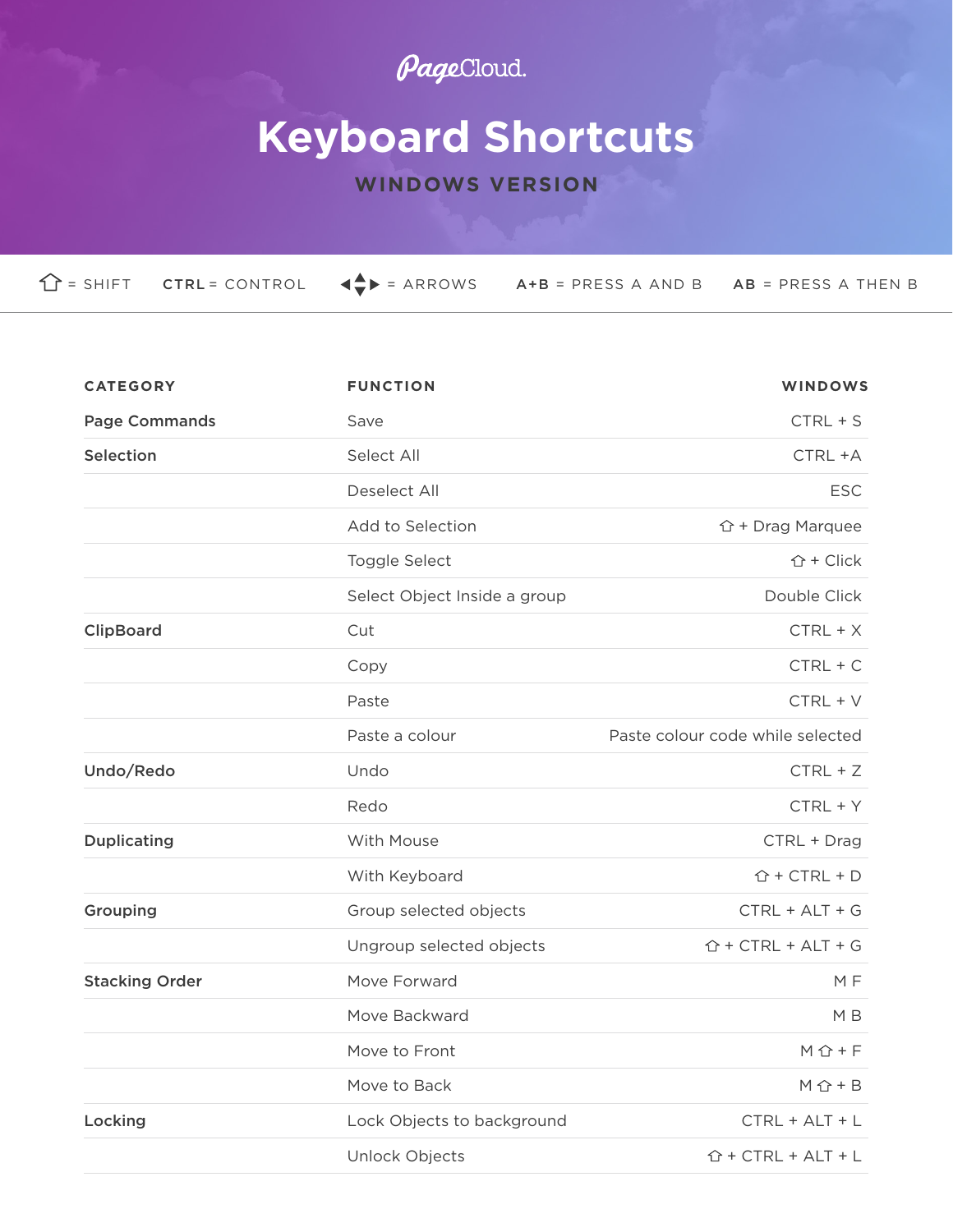PageCloud.

# Keyboard Shortcuts

## WINDOWS VERSION

⇧ = SHIFT  **CTRL** = CONTROL  ◀▲▼▶ = ARROWS  **A+B** = PRESS A AND B  **AB** = PRESS A THEN B

| CATEGORY | FUNCTION | WINDOWS |
|---|---|---|
| **Page Commands** | Save | CTRL + S |
| **Selection** | Select All | CTRL +A |
| | Deselect All | ESC |
| | Add to Selection | ⇧ + Drag Marquee |
| | Toggle Select | ⇧ + Click |
| | Select Object Inside a group | Double Click |
| **ClipBoard** | Cut | CTRL + X |
| | Copy | CTRL + C |
| | Paste | CTRL + V |
| | Paste a colour | Paste colour code while selected |
| **Undo/Redo** | Undo | CTRL + Z |
| | Redo | CTRL + Y |
| **Duplicating** | With Mouse | CTRL + Drag |
| | With Keyboard | ⇧ + CTRL + D |
| **Grouping** | Group selected objects | CTRL + ALT + G |
| | Ungroup selected objects | ⇧ + CTRL + ALT + G |
| **Stacking Order** | Move Forward | M F |
| | Move Backward | M B |
| | Move to Front | M ⇧ + F |
| | Move to Back | M ⇧ + B |
| **Locking** | Lock Objects to background | CTRL + ALT + L |
| | Unlock Objects | ⇧ + CTRL + ALT + L |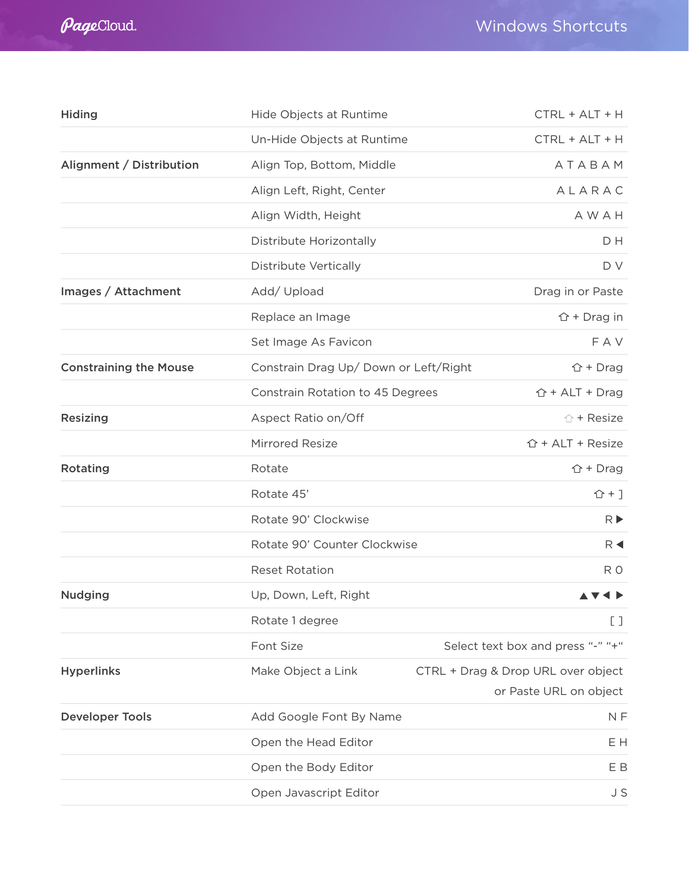PageCloud. Windows Shortcuts

| | | |
|---|---|---|
| **Hiding** | Hide Objects at Runtime | CTRL + ALT + H |
| | Un-Hide Objects at Runtime | CTRL + ALT + H |
| **Alignment / Distribution** | Align Top, Bottom, Middle | A T A B A M |
| | Align Left, Right, Center | A L A R A C |
| | Align Width, Height | A W A H |
| | Distribute Horizontally | D H |
| | Distribute Vertically | D V |
| **Images / Attachment** | Add/ Upload | Drag in or Paste |
| | Replace an Image | ⇧ + Drag in |
| | Set Image As Favicon | F A V |
| **Constraining the Mouse** | Constrain Drag Up/ Down or Left/Right | ⇧ + Drag |
| | Constrain Rotation to 45 Degrees | ⇧ + ALT + Drag |
| **Resizing** | Aspect Ratio on/Off | ⇧ + Resize |
| | Mirrored Resize | ⇧ + ALT + Resize |
| **Rotating** | Rotate | ⇧ + Drag |
| | Rotate 45' | ⇧ + ] |
| | Rotate 90' Clockwise | R ▶ |
| | Rotate 90' Counter Clockwise | R ◀ |
| | Reset Rotation | R 0 |
| **Nudging** | Up, Down, Left, Right | ▲▼◀ ▶ |
| | Rotate 1 degree | [ ] |
| | Font Size | Select text box and press "-" "+" |
| **Hyperlinks** | Make Object a Link | CTRL + Drag & Drop URL over object or Paste URL on object |
| **Developer Tools** | Add Google Font By Name | N F |
| | Open the Head Editor | E H |
| | Open the Body Editor | E B |
| | Open Javascript Editor | J S |